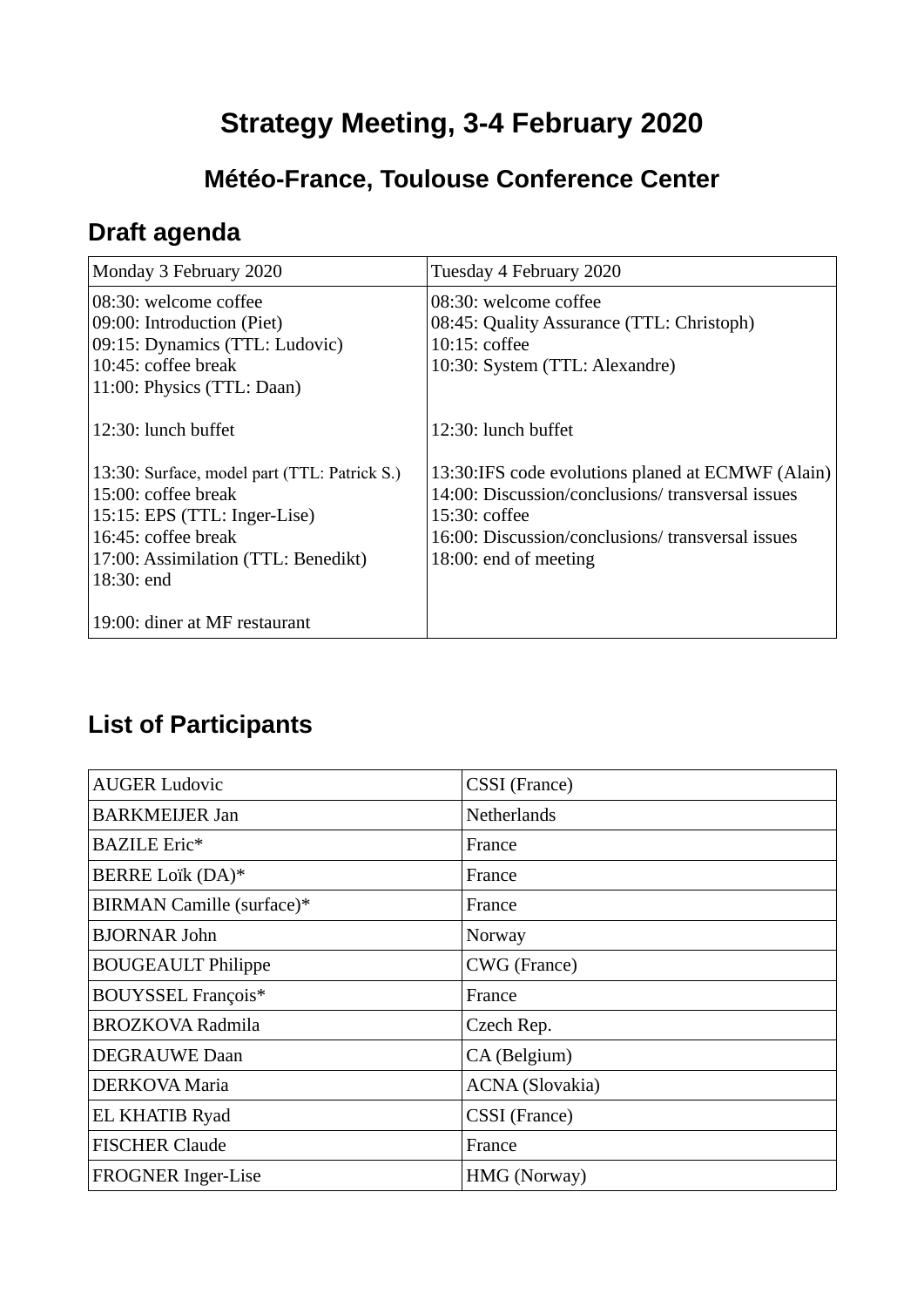# Strategy Meeting, 3-4 February 2020

## Météo-France, Toulouse Conference Center

### Draft agenda

| Monday 3 February 2020 | Tuesday 4 February 2020 |
|---|---|
| 08:30: welcome coffee<br>09:00: Introduction (Piet)<br>09:15: Dynamics (TTL: Ludovic)<br>10:45: coffee break<br>11:00: Physics (TTL: Daan)<br><br>12:30: lunch buffet<br><br>13:30: Surface, model part (TTL: Patrick S.)<br>15:00: coffee break<br>15:15: EPS (TTL: Inger-Lise)<br>16:45: coffee break<br>17:00: Assimilation (TTL: Benedikt)<br>18:30: end<br><br>19:00: diner at MF restaurant | 08:30: welcome coffee<br>08:45: Quality Assurance (TTL: Christoph)<br>10:15: coffee<br>10:30: System (TTL: Alexandre)<br><br><br>12:30: lunch buffet<br><br>13:30:IFS code evolutions planed at ECMWF (Alain)<br>14:00: Discussion/conclusions/ transversal issues<br>15:30: coffee<br>16:00: Discussion/conclusions/ transversal issues<br>18:00: end of meeting |

### List of Participants

| | |
|---|---|
| AUGER Ludovic | CSSI (France) |
| BARKMEIJER Jan | Netherlands |
| BAZILE Eric* | France |
| BERRE Loïk (DA)* | France |
| BIRMAN Camille (surface)* | France |
| BJORNAR John | Norway |
| BOUGEAULT Philippe | CWG (France) |
| BOUYSSEL François* | France |
| BROZKOVA Radmila | Czech Rep. |
| DEGRAUWE Daan | CA (Belgium) |
| DERKOVA Maria | ACNA (Slovakia) |
| EL KHATIB Ryad | CSSI (France) |
| FISCHER Claude | France |
| FROGNER Inger-Lise | HMG (Norway) |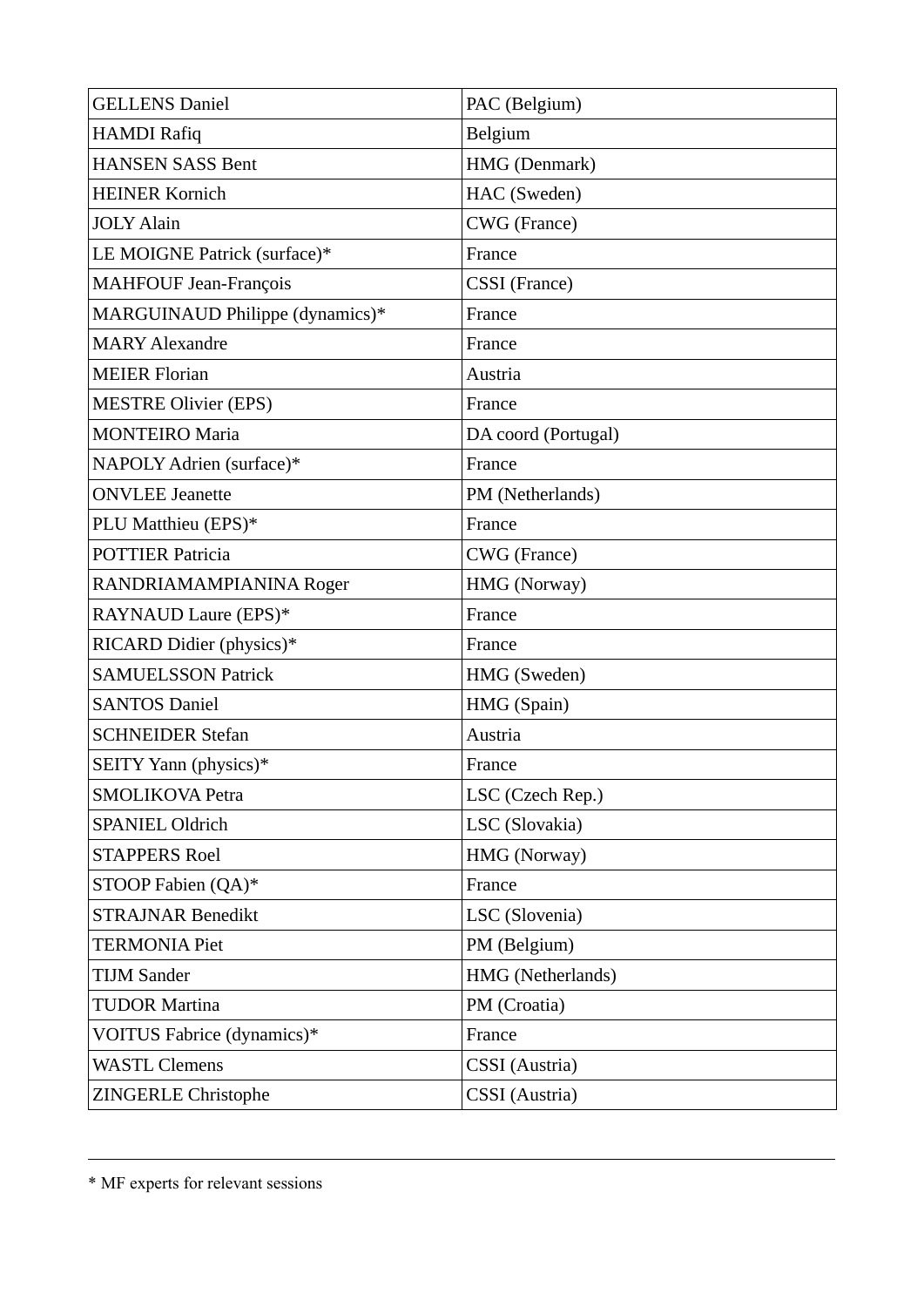| | |
|---|---|
| GELLENS Daniel | PAC (Belgium) |
| HAMDI Rafiq | Belgium |
| HANSEN SASS Bent | HMG (Denmark) |
| HEINER Kornich | HAC (Sweden) |
| JOLY Alain | CWG (France) |
| LE MOIGNE Patrick (surface)* | France |
| MAHFOUF Jean-François | CSSI (France) |
| MARGUINAUD Philippe (dynamics)* | France |
| MARY Alexandre | France |
| MEIER Florian | Austria |
| MESTRE Olivier (EPS) | France |
| MONTEIRO Maria | DA coord (Portugal) |
| NAPOLY Adrien (surface)* | France |
| ONVLEE Jeanette | PM (Netherlands) |
| PLU Matthieu (EPS)* | France |
| POTTIER Patricia | CWG (France) |
| RANDRIAMAMPIANINA Roger | HMG (Norway) |
| RAYNAUD Laure (EPS)* | France |
| RICARD Didier (physics)* | France |
| SAMUELSSON Patrick | HMG (Sweden) |
| SANTOS Daniel | HMG (Spain) |
| SCHNEIDER Stefan | Austria |
| SEITY Yann (physics)* | France |
| SMOLIKOVA Petra | LSC (Czech Rep.) |
| SPANIEL Oldrich | LSC (Slovakia) |
| STAPPERS Roel | HMG (Norway) |
| STOOP Fabien (QA)* | France |
| STRAJNAR Benedikt | LSC (Slovenia) |
| TERMONIA Piet | PM (Belgium) |
| TIJM Sander | HMG (Netherlands) |
| TUDOR Martina | PM (Croatia) |
| VOITUS Fabrice (dynamics)* | France |
| WASTL Clemens | CSSI (Austria) |
| ZINGERLE Christophe | CSSI (Austria) |

* MF experts for relevant sessions